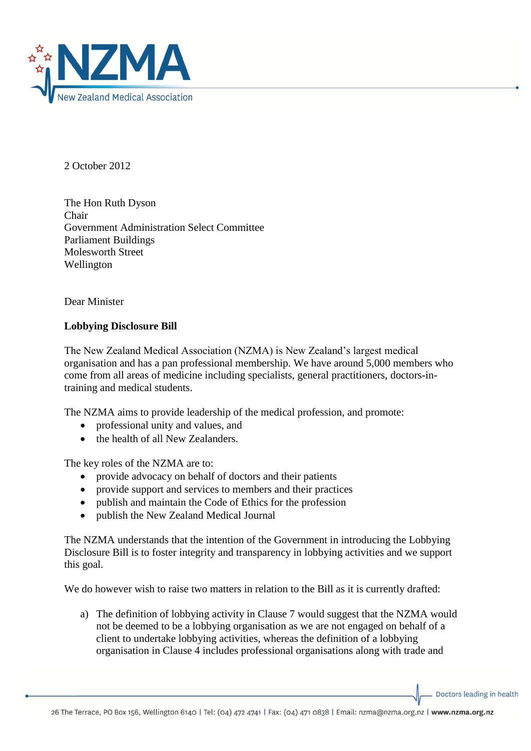2 October 2012

The Hon Ruth Dyson
Chair
Government Administration Select Committee
Parliament Buildings
Molesworth Street
Wellington

Dear Minister

**Lobbying Disclosure Bill**

The New Zealand Medical Association (NZMA) is New Zealand's largest medical organisation and has a pan professional membership. We have around 5,000 members who come from all areas of medicine including specialists, general practitioners, doctors-in-training and medical students.

The NZMA aims to provide leadership of the medical profession, and promote:

- professional unity and values, and
- the health of all New Zealanders.

The key roles of the NZMA are to:

- provide advocacy on behalf of doctors and their patients
- provide support and services to members and their practices
- publish and maintain the Code of Ethics for the profession
- publish the New Zealand Medical Journal

The NZMA understands that the intention of the Government in introducing the Lobbying Disclosure Bill is to foster integrity and transparency in lobbying activities and we support this goal.

We do however wish to raise two matters in relation to the Bill as it is currently drafted:

a) The definition of lobbying activity in Clause 7 would suggest that the NZMA would not be deemed to be a lobbying organisation as we are not engaged on behalf of a client to undertake lobbying activities, whereas the definition of a lobbying organisation in Clause 4 includes professional organisations along with trade and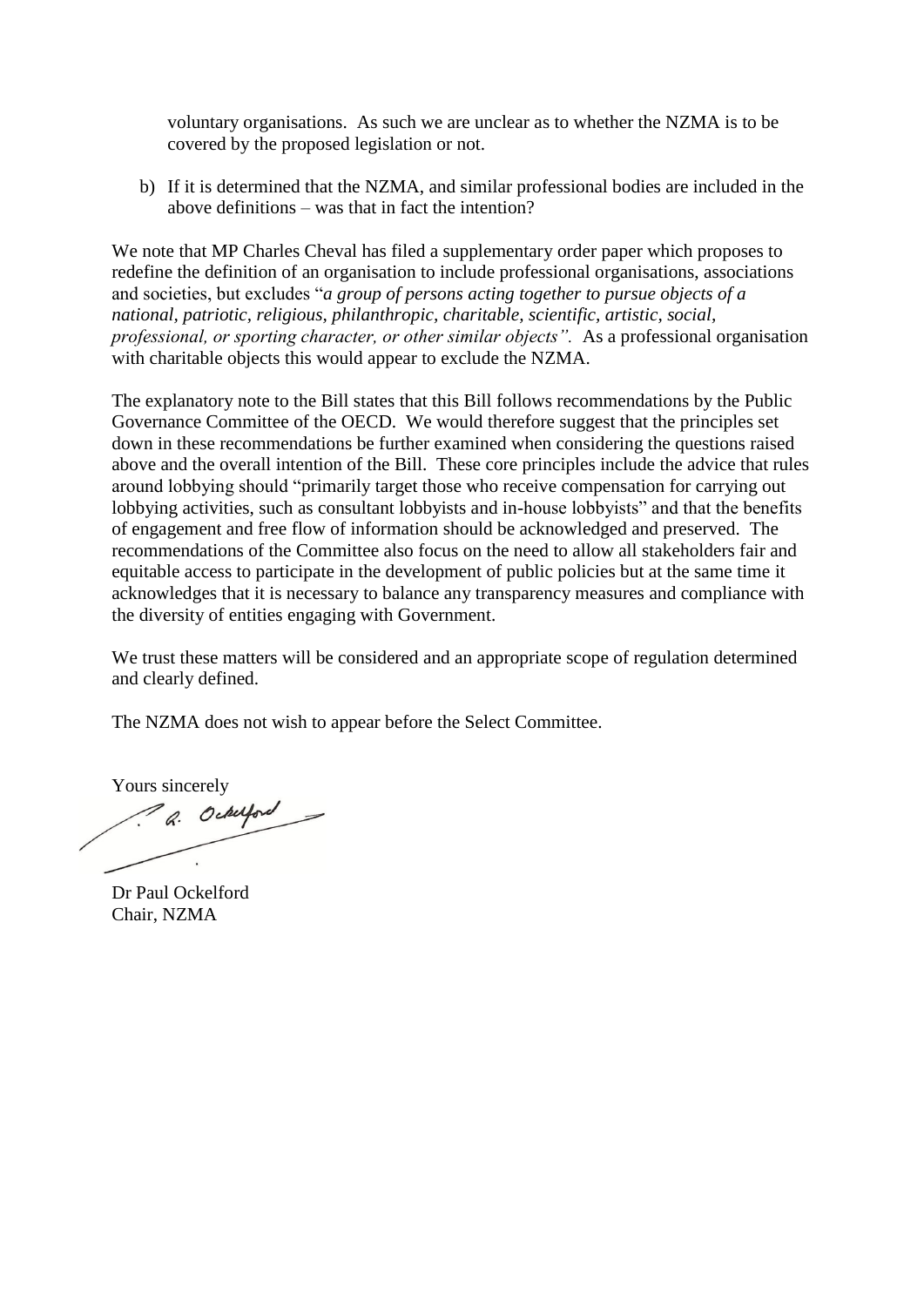voluntary organisations. As such we are unclear as to whether the NZMA is to be covered by the proposed legislation or not.

b) If it is determined that the NZMA, and similar professional bodies are included in the above definitions – was that in fact the intention?

We note that MP Charles Cheval has filed a supplementary order paper which proposes to redefine the definition of an organisation to include professional organisations, associations and societies, but excludes "*a group of persons acting together to pursue objects of a national, patriotic, religious, philanthropic, charitable, scientific, artistic, social, professional, or sporting character, or other similar objects".* As a professional organisation with charitable objects this would appear to exclude the NZMA.

The explanatory note to the Bill states that this Bill follows recommendations by the Public Governance Committee of the OECD. We would therefore suggest that the principles set down in these recommendations be further examined when considering the questions raised above and the overall intention of the Bill. These core principles include the advice that rules around lobbying should "primarily target those who receive compensation for carrying out lobbying activities, such as consultant lobbyists and in-house lobbyists" and that the benefits of engagement and free flow of information should be acknowledged and preserved. The recommendations of the Committee also focus on the need to allow all stakeholders fair and equitable access to participate in the development of public policies but at the same time it acknowledges that it is necessary to balance any transparency measures and compliance with the diversity of entities engaging with Government.

We trust these matters will be considered and an appropriate scope of regulation determined and clearly defined.

The NZMA does not wish to appear before the Select Committee.

Yours sincerely

Dr Paul Ockelford
Chair, NZMA